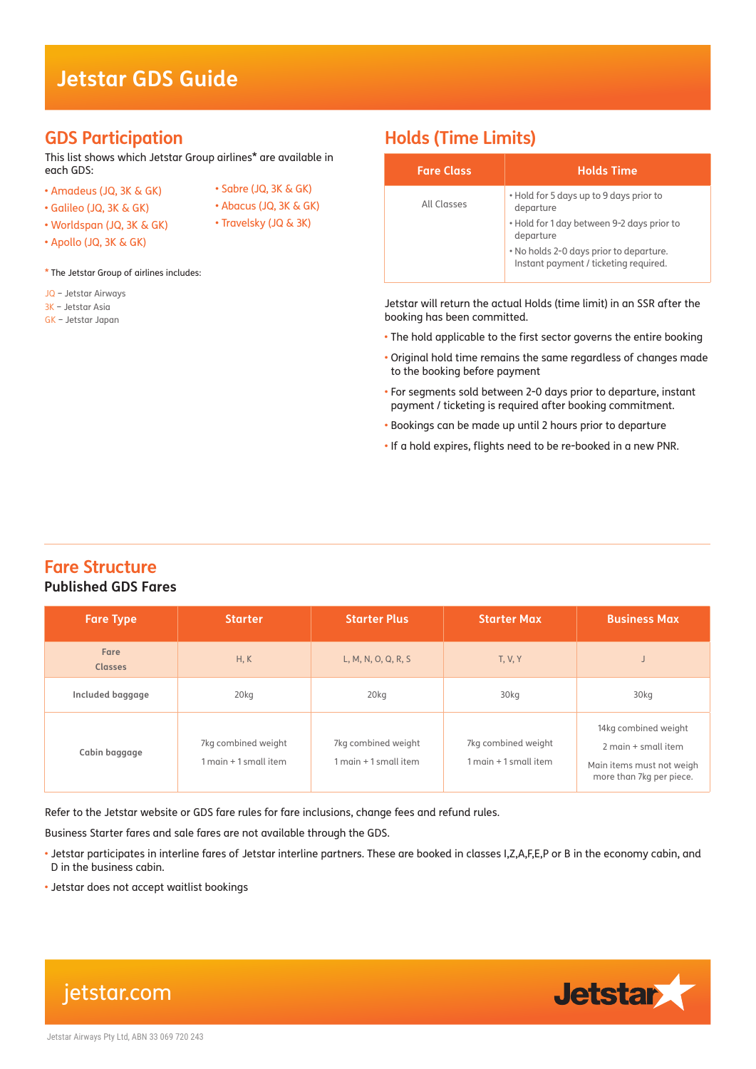# Jetstar GDS Guide

## GDS Participation

This list shows which Jetstar Group airlines* are available in each GDS:

- Amadeus (JQ, 3K & GK)
- Galileo (JQ, 3K & GK)
- Worldspan (JQ, 3K & GK)
- Apollo (JQ, 3K & GK)
- Sabre (JQ, 3K & GK)
- Abacus (JQ, 3K & GK)
- Travelsky (JQ & 3K)

* The Jetstar Group of airlines includes:

JQ – Jetstar Airways
3K – Jetstar Asia
GK – Jetstar Japan

## Holds (Time Limits)

| Fare Class | Holds Time |
|---|---|
| All Classes | • Hold for 5 days up to 9 days prior to departure<br>• Hold for 1 day between 9-2 days prior to departure<br>• No holds 2-0 days prior to departure. Instant payment / ticketing required. |

Jetstar will return the actual Holds (time limit) in an SSR after the booking has been committed.

- The hold applicable to the first sector governs the entire booking
- Original hold time remains the same regardless of changes made to the booking before payment
- For segments sold between 2-0 days prior to departure, instant payment / ticketing is required after booking commitment.
- Bookings can be made up until 2 hours prior to departure
- If a hold expires, flights need to be re-booked in a new PNR.

## Fare Structure

### Published GDS Fares

| Fare Type | Starter | Starter Plus | Starter Max | Business Max |
|---|---|---|---|---|
| Fare Classes | H, K | L, M, N, O, Q, R, S | T, V, Y | J |
| Included baggage | 20kg | 20kg | 30kg | 30kg |
| Cabin baggage | 7kg combined weight<br>1 main + 1 small item | 7kg combined weight<br>1 main + 1 small item | 7kg combined weight<br>1 main + 1 small item | 14kg combined weight<br>2 main + small item<br>Main items must not weigh more than 7kg per piece. |

Refer to the Jetstar website or GDS fare rules for fare inclusions, change fees and refund rules.

Business Starter fares and sale fares are not available through the GDS.

- Jetstar participates in interline fares of Jetstar interline partners. These are booked in classes I,Z,A,F,E,P or B in the economy cabin, and D in the business cabin.
- Jetstar does not accept waitlist bookings

jetstar.com

Jetstar Airways Pty Ltd, ABN 33 069 720 243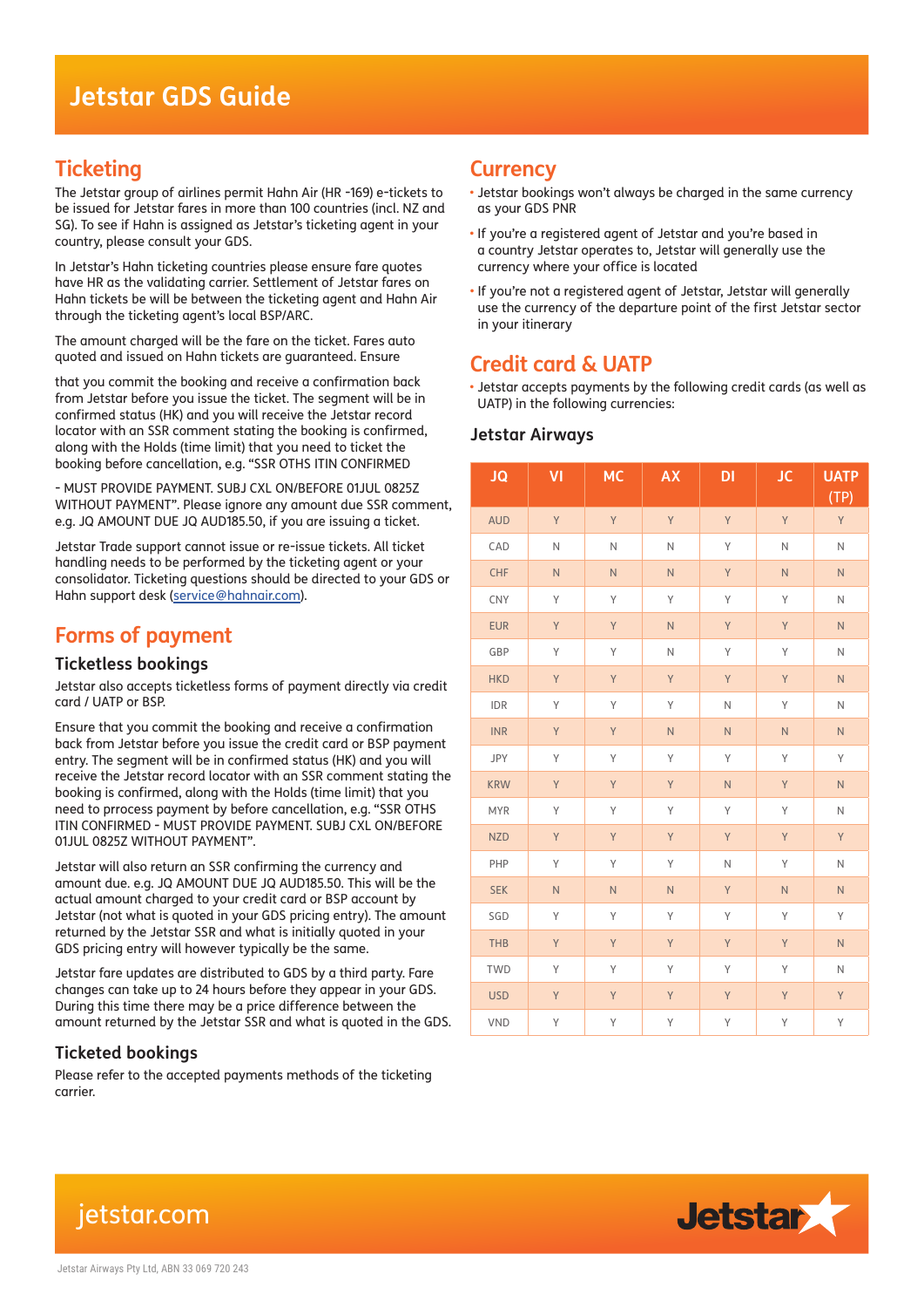# Jetstar GDS Guide

## Ticketing

The Jetstar group of airlines permit Hahn Air (HR -169) e-tickets to be issued for Jetstar fares in more than 100 countries (incl. NZ and SG). To see if Hahn is assigned as Jetstar's ticketing agent in your country, please consult your GDS.

In Jetstar's Hahn ticketing countries please ensure fare quotes have HR as the validating carrier. Settlement of Jetstar fares on Hahn tickets be will be between the ticketing agent and Hahn Air through the ticketing agent's local BSP/ARC.

The amount charged will be the fare on the ticket. Fares auto quoted and issued on Hahn tickets are guaranteed. Ensure

that you commit the booking and receive a confirmation back from Jetstar before you issue the ticket. The segment will be in confirmed status (HK) and you will receive the Jetstar record locator with an SSR comment stating the booking is confirmed, along with the Holds (time limit) that you need to ticket the booking before cancellation, e.g. "SSR OTHS ITIN CONFIRMED

- MUST PROVIDE PAYMENT. SUBJ CXL ON/BEFORE 01JUL 0825Z WITHOUT PAYMENT". Please ignore any amount due SSR comment, e.g. JQ AMOUNT DUE JQ AUD185.50, if you are issuing a ticket.

Jetstar Trade support cannot issue or re-issue tickets. All ticket handling needs to be performed by the ticketing agent or your consolidator. Ticketing questions should be directed to your GDS or Hahn support desk (service@hahnair.com).

## Forms of payment

### Ticketless bookings

Jetstar also accepts ticketless forms of payment directly via credit card / UATP or BSP.

Ensure that you commit the booking and receive a confirmation back from Jetstar before you issue the credit card or BSP payment entry. The segment will be in confirmed status (HK) and you will receive the Jetstar record locator with an SSR comment stating the booking is confirmed, along with the Holds (time limit) that you need to prrocess payment by before cancellation, e.g. "SSR OTHS ITIN CONFIRMED - MUST PROVIDE PAYMENT. SUBJ CXL ON/BEFORE 01JUL 0825Z WITHOUT PAYMENT".

Jetstar will also return an SSR confirming the currency and amount due. e.g. JQ AMOUNT DUE JQ AUD185.50. This will be the actual amount charged to your credit card or BSP account by Jetstar (not what is quoted in your GDS pricing entry). The amount returned by the Jetstar SSR and what is initially quoted in your GDS pricing entry will however typically be the same.

Jetstar fare updates are distributed to GDS by a third party. Fare changes can take up to 24 hours before they appear in your GDS. During this time there may be a price difference between the amount returned by the Jetstar SSR and what is quoted in the GDS.

### Ticketed bookings

Please refer to the accepted payments methods of the ticketing carrier.

## Currency

- Jetstar bookings won't always be charged in the same currency as your GDS PNR
- If you're a registered agent of Jetstar and you're based in a country Jetstar operates to, Jetstar will generally use the currency where your office is located
- If you're not a registered agent of Jetstar, Jetstar will generally use the currency of the departure point of the first Jetstar sector in your itinerary

## Credit card & UATP

- Jetstar accepts payments by the following credit cards (as well as UATP) in the following currencies:

### Jetstar Airways

| JQ | VI | MC | AX | DI | JC | UATP (TP) |
|---|---|---|---|---|---|---|
| AUD | Y | Y | Y | Y | Y | Y |
| CAD | N | N | N | Y | N | N |
| CHF | N | N | N | Y | N | N |
| CNY | Y | Y | Y | Y | Y | N |
| EUR | Y | Y | N | Y | Y | N |
| GBP | Y | Y | N | Y | Y | N |
| HKD | Y | Y | Y | Y | Y | N |
| IDR | Y | Y | Y | N | Y | N |
| INR | Y | Y | N | N | N | N |
| JPY | Y | Y | Y | Y | Y | Y |
| KRW | Y | Y | Y | N | Y | N |
| MYR | Y | Y | Y | Y | Y | N |
| NZD | Y | Y | Y | Y | Y | Y |
| PHP | Y | Y | Y | N | Y | N |
| SEK | N | N | N | Y | N | N |
| SGD | Y | Y | Y | Y | Y | Y |
| THB | Y | Y | Y | Y | Y | N |
| TWD | Y | Y | Y | Y | Y | N |
| USD | Y | Y | Y | Y | Y | Y |
| VND | Y | Y | Y | Y | Y | Y |

jetstar.com

Jetstar Airways Pty Ltd, ABN 33 069 720 243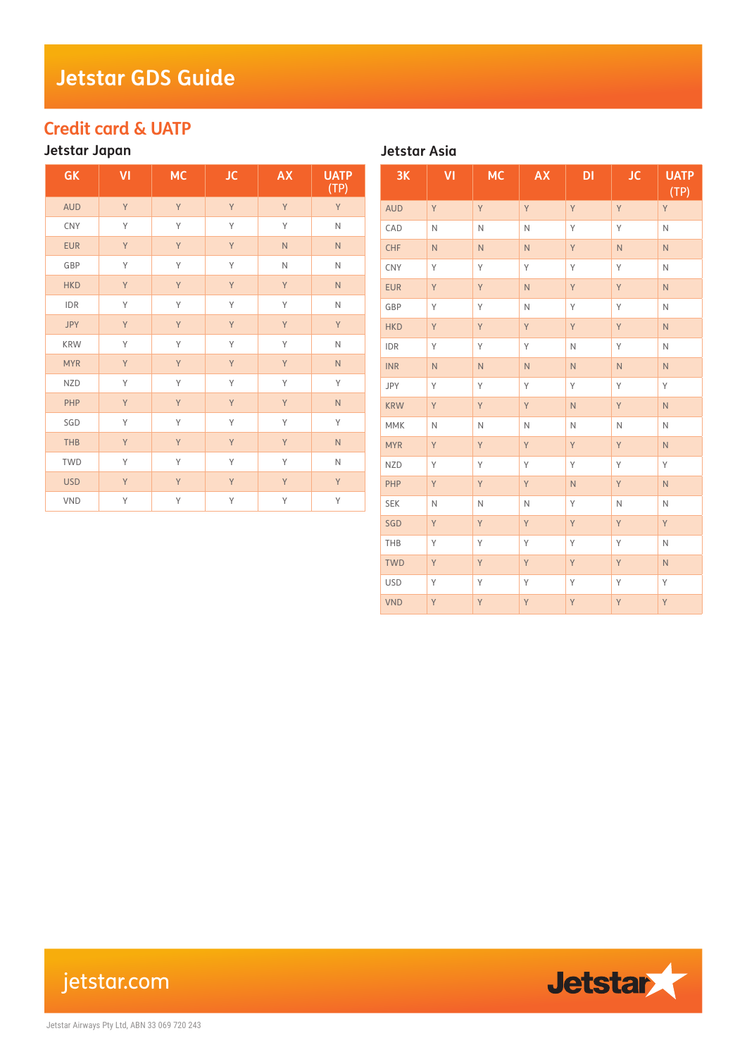# Jetstar GDS Guide

## Credit card & UATP

### Jetstar Japan

| GK | VI | MC | JC | AX | UATP (TP) |
|---|---|---|---|---|---|
| AUD | Y | Y | Y | Y | Y |
| CNY | Y | Y | Y | Y | N |
| EUR | Y | Y | Y | N | N |
| GBP | Y | Y | Y | N | N |
| HKD | Y | Y | Y | Y | N |
| IDR | Y | Y | Y | Y | N |
| JPY | Y | Y | Y | Y | Y |
| KRW | Y | Y | Y | Y | N |
| MYR | Y | Y | Y | Y | N |
| NZD | Y | Y | Y | Y | Y |
| PHP | Y | Y | Y | Y | N |
| SGD | Y | Y | Y | Y | Y |
| THB | Y | Y | Y | Y | N |
| TWD | Y | Y | Y | Y | N |
| USD | Y | Y | Y | Y | Y |
| VND | Y | Y | Y | Y | Y |

### Jetstar Asia

| 3K | VI | MC | AX | DI | JC | UATP (TP) |
|---|---|---|---|---|---|---|
| AUD | Y | Y | Y | Y | Y | Y |
| CAD | N | N | N | Y | Y | N |
| CHF | N | N | N | Y | N | N |
| CNY | Y | Y | Y | Y | Y | N |
| EUR | Y | Y | N | Y | Y | N |
| GBP | Y | Y | N | Y | Y | N |
| HKD | Y | Y | Y | Y | Y | N |
| IDR | Y | Y | Y | N | Y | N |
| INR | N | N | N | N | N | N |
| JPY | Y | Y | Y | Y | Y | Y |
| KRW | Y | Y | Y | N | Y | N |
| MMK | N | N | N | N | N | N |
| MYR | Y | Y | Y | Y | Y | N |
| NZD | Y | Y | Y | Y | Y | Y |
| PHP | Y | Y | Y | N | Y | N |
| SEK | N | N | N | Y | N | N |
| SGD | Y | Y | Y | Y | Y | Y |
| THB | Y | Y | Y | Y | Y | N |
| TWD | Y | Y | Y | Y | Y | N |
| USD | Y | Y | Y | Y | Y | Y |
| VND | Y | Y | Y | Y | Y | Y |

jetstar.com

Jetstar Airways Pty Ltd, ABN 33 069 720 243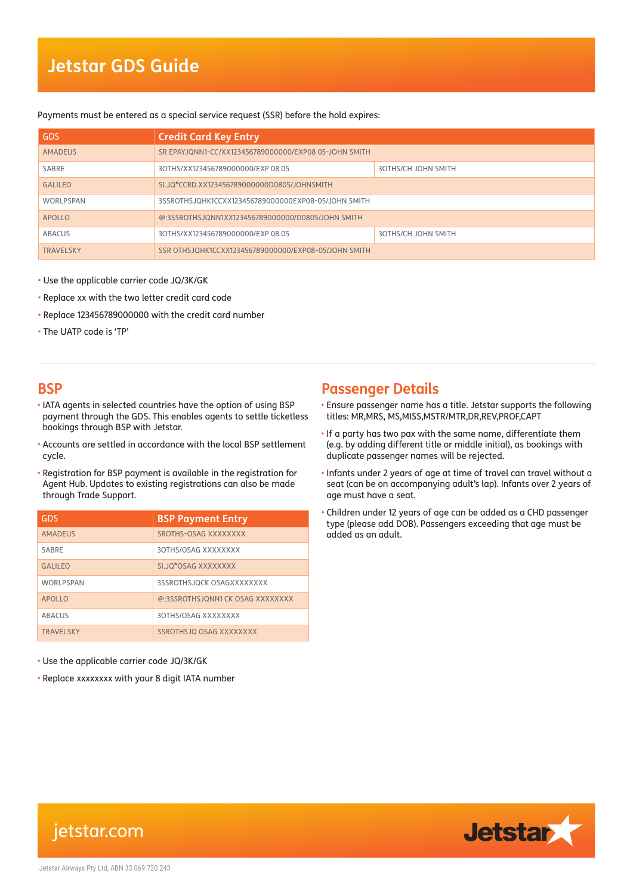# Jetstar GDS Guide

Payments must be entered as a special service request (SSR) before the hold expires:

| GDS | Credit Card Key Entry | |
|---|---|---|
| AMADEUS | SR EPAYJQNN1-CC/XX123456789000000/EXP08 05-JOHN SMITH | |
| SABRE | 3OTHS/XX123456789000000/EXP 08 05 | 3OTHS/CH JOHN SMITH |
| GALILEO | SI.JQ*CCRD.XX123456789000000D0805/JOHNSMITH | |
| WORLPSPAN | 3SSROTHSJQHK1CCXX123456789000000EXP08-05/JOHN SMITH | |
| APOLLO | @:3SSROTHSJQNN1XX123456789000000/D0805/JOHN SMITH | |
| ABACUS | 3OTHS/XX123456789000000/EXP 08 05 | 3OTHS/CH JOHN SMITH |
| TRAVELSKY | SSR OTHSJQHK1CCXX123456789000000EXP08-05/JOHN SMITH | |

- Use the applicable carrier code JQ/3K/GK
- Replace xx with the two letter credit card code
- Replace 123456789000000 with the credit card number
- The UATP code is 'TP'

## BSP

- IATA agents in selected countries have the option of using BSP payment through the GDS. This enables agents to settle ticketless bookings through BSP with Jetstar.
- Accounts are settled in accordance with the local BSP settlement cycle.
- Registration for BSP payment is available in the registration for Agent Hub. Updates to existing registrations can also be made through Trade Support.

| GDS | BSP Payment Entry |
|---|---|
| AMADEUS | SROTHS-OSAG XXXXXXXX |
| SABRE | 3OTHS/OSAG XXXXXXXX |
| GALILEO | SI.JQ*OSAG XXXXXXXX |
| WORLPSPAN | 3SSROTHSJQCK OSAGXXXXXXXX |
| APOLLO | @:3SSROTHSJQNN1 CK OSAG XXXXXXXX |
| ABACUS | 3OTHS/OSAG XXXXXXXX |
| TRAVELSKY | SSROTHSJQ OSAG XXXXXXXX |

- Use the applicable carrier code JQ/3K/GK
- Replace xxxxxxxx with your 8 digit IATA number

## Passenger Details

- Ensure passenger name has a title. Jetstar supports the following titles: MR,MRS, MS,MISS,MSTR/MTR,DR,REV,PROF,CAPT
- If a party has two pax with the same name, differentiate them (e.g. by adding different title or middle initial), as bookings with duplicate passenger names will be rejected.
- Infants under 2 years of age at time of travel can travel without a seat (can be on accompanying adult's lap). Infants over 2 years of age must have a seat.
- Children under 12 years of age can be added as a CHD passenger type (please add DOB). Passengers exceeding that age must be added as an adult.

jetstar.com

Jetstar

Jetstar Airways Pty Ltd, ABN 33 069 720 243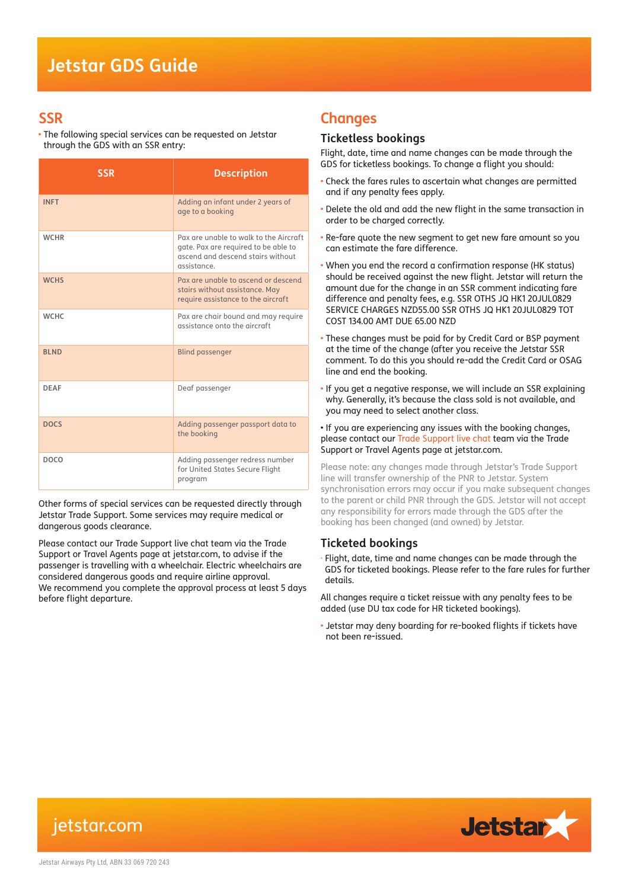# Jetstar GDS Guide

## SSR

- The following special services can be requested on Jetstar through the GDS with an SSR entry:

| SSR | Description |
|---|---|
| INFT | Adding an infant under 2 years of age to a booking |
| WCHR | Pax are unable to walk to the Aircraft gate. Pax are required to be able to ascend and descend stairs without assistance. |
| WCHS | Pax are unable to ascend or descend stairs without assistance. May require assistance to the aircraft |
| WCHC | Pax are chair bound and may require assistance onto the aircraft |
| BLND | Blind passenger |
| DEAF | Deaf passenger |
| DOCS | Adding passenger passport data to the booking |
| DOCO | Adding passenger redress number for United States Secure Flight program |

Other forms of special services can be requested directly through Jetstar Trade Support. Some services may require medical or dangerous goods clearance.

Please contact our Trade Support live chat team via the Trade Support or Travel Agents page at jetstar.com, to advise if the passenger is travelling with a wheelchair. Electric wheelchairs are considered dangerous goods and require airline approval. We recommend you complete the approval process at least 5 days before flight departure.

## Changes

### Ticketless bookings

Flight, date, time and name changes can be made through the GDS for ticketless bookings. To change a flight you should:

- Check the fares rules to ascertain what changes are permitted and if any penalty fees apply.
- Delete the old and add the new flight in the same transaction in order to be charged correctly.
- Re-fare quote the new segment to get new fare amount so you can estimate the fare difference.
- When you end the record a confirmation response (HK status) should be received against the new flight. Jetstar will return the amount due for the change in an SSR comment indicating fare difference and penalty fees, e.g. SSR OTHS JQ HK1 20JUL0829 SERVICE CHARGES NZD55.00 SSR OTHS JQ HK1 20JUL0829 TOT COST 134.00 AMT DUE 65.00 NZD
- These changes must be paid for by Credit Card or BSP payment at the time of the change (after you receive the Jetstar SSR comment. To do this you should re-add the Credit Card or OSAG line and end the booking.
- If you get a negative response, we will include an SSR explaining why. Generally, it's because the class sold is not available, and you may need to select another class.
- If you are experiencing any issues with the booking changes, please contact our Trade Support live chat team via the Trade Support or Travel Agents page at jetstar.com.

Please note: any changes made through Jetstar's Trade Support line will transfer ownership of the PNR to Jetstar. System synchronisation errors may occur if you make subsequent changes to the parent or child PNR through the GDS. Jetstar will not accept any responsibility for errors made through the GDS after the booking has been changed (and owned) by Jetstar.

### Ticketed bookings

- Flight, date, time and name changes can be made through the GDS for ticketed bookings. Please refer to the fare rules for further details.

All changes require a ticket reissue with any penalty fees to be added (use DU tax code for HR ticketed bookings).

- Jetstar may deny boarding for re-booked flights if tickets have not been re-issued.

jetstar.com

Jetstar Airways Pty Ltd, ABN 33 069 720 243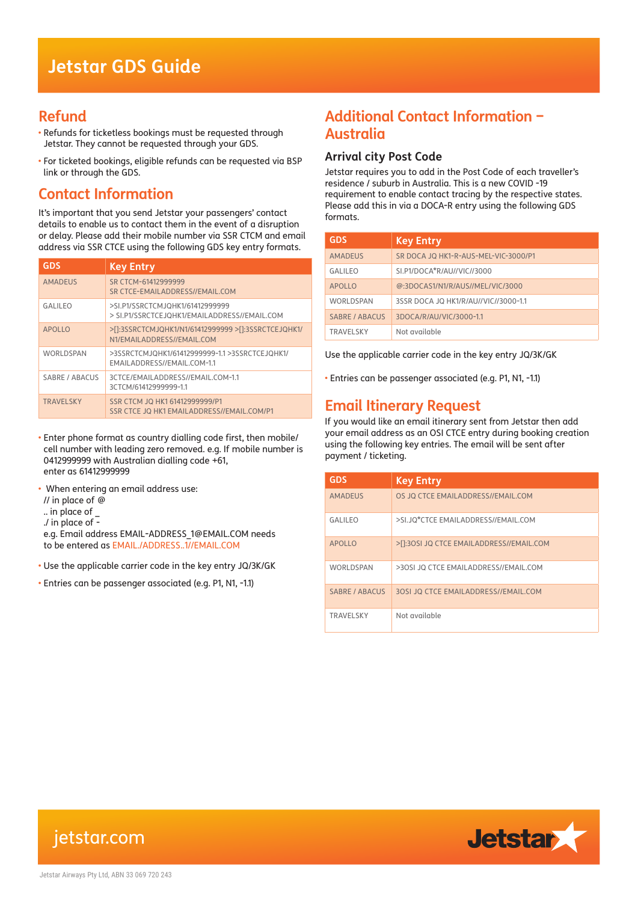# Jetstar GDS Guide

## Refund

- Refunds for ticketless bookings must be requested through Jetstar. They cannot be requested through your GDS.
- For ticketed bookings, eligible refunds can be requested via BSP link or through the GDS.

## Contact Information

It's important that you send Jetstar your passengers' contact details to enable us to contact them in the event of a disruption or delay. Please add their mobile number via SSR CTCM and email address via SSR CTCE using the following GDS key entry formats.

| GDS | Key Entry |
|---|---|
| AMADEUS | SR CTCM-61412999999<br>SR CTCE-EMAILADDRESS//EMAIL.COM |
| GALILEO | >SI.P1/SSRCTCMJQHK1/61412999999<br>> SI.P1/SSRCTCEJQHK1/EMAILADDRESS//EMAIL.COM |
| APOLLO | >[]:3SSRCTCMJQHK1/N1/61412999999 >[]:3SSRCTCEJQHK1/N1/EMAILADDRESS//EMAIL.COM |
| WORLDSPAN | >3SSRCTCMJQHK1/61412999999-1.1 >3SSRCTCEJQHK1/EMAILADDRESS//EMAIL.COM-1.1 |
| SABRE / ABACUS | 3CTCE/EMAILADDRESS//EMAIL.COM-1.1<br>3CTCM/61412999999-1.1 |
| TRAVELSKY | SSR CTCM JQ HK1 61412999999/P1<br>SSR CTCE JQ HK1 EMAILADDRESS//EMAIL.COM/P1 |

- Enter phone format as country dialling code first, then mobile/cell number with leading zero removed. e.g. If mobile number is 0412999999 with Australian dialling code +61, enter as 61412999999
- When entering an email address use:
  // in place of @
  .. in place of _
  ./ in place of -
  e.g. Email address EMAIL-ADDRESS_1@EMAIL.COM needs to be entered as EMAIL./ADDRESS..1//EMAIL.COM
- Use the applicable carrier code in the key entry JQ/3K/GK
- Entries can be passenger associated (e.g. P1, N1, -1.1)

## Additional Contact Information – Australia

### Arrival city Post Code

Jetstar requires you to add in the Post Code of each traveller's residence / suburb in Australia. This is a new COVID -19 requirement to enable contact tracing by the respective states. Please add this in via a DOCA-R entry using the following GDS formats.

| GDS | Key Entry |
|---|---|
| AMADEUS | SR DOCA JQ HK1-R-AUS-MEL-VIC-3000/P1 |
| GALILEO | SI.P1/DOCA*R/AU//VIC//3000 |
| APOLLO | @:3DOCAS1/N1/R/AUS//MEL/VIC/3000 |
| WORLDSPAN | 3SSR DOCA JQ HK1/R/AU//VIC//3000-1.1 |
| SABRE / ABACUS | 3DOCA/R/AU/VIC/3000-1.1 |
| TRAVELSKY | Not available |

Use the applicable carrier code in the key entry JQ/3K/GK

- Entries can be passenger associated (e.g. P1, N1, -1.1)

## Email Itinerary Request

If you would like an email itinerary sent from Jetstar then add your email address as an OSI CTCE entry during booking creation using the following key entries. The email will be sent after payment / ticketing.

| GDS | Key Entry |
|---|---|
| AMADEUS | OS JQ CTCE EMAILADDRESS//EMAIL.COM |
| GALILEO | >SI.JQ*CTCE EMAILADDRESS//EMAIL.COM |
| APOLLO | >[]:3OSI JQ CTCE EMAILADDRESS//EMAIL.COM |
| WORLDSPAN | >3OSI JQ CTCE EMAILADDRESS//EMAIL.COM |
| SABRE / ABACUS | 3OSI JQ CTCE EMAILADDRESS//EMAIL.COM |
| TRAVELSKY | Not available |

jetstar.com

Jetstar Airways Pty Ltd, ABN 33 069 720 243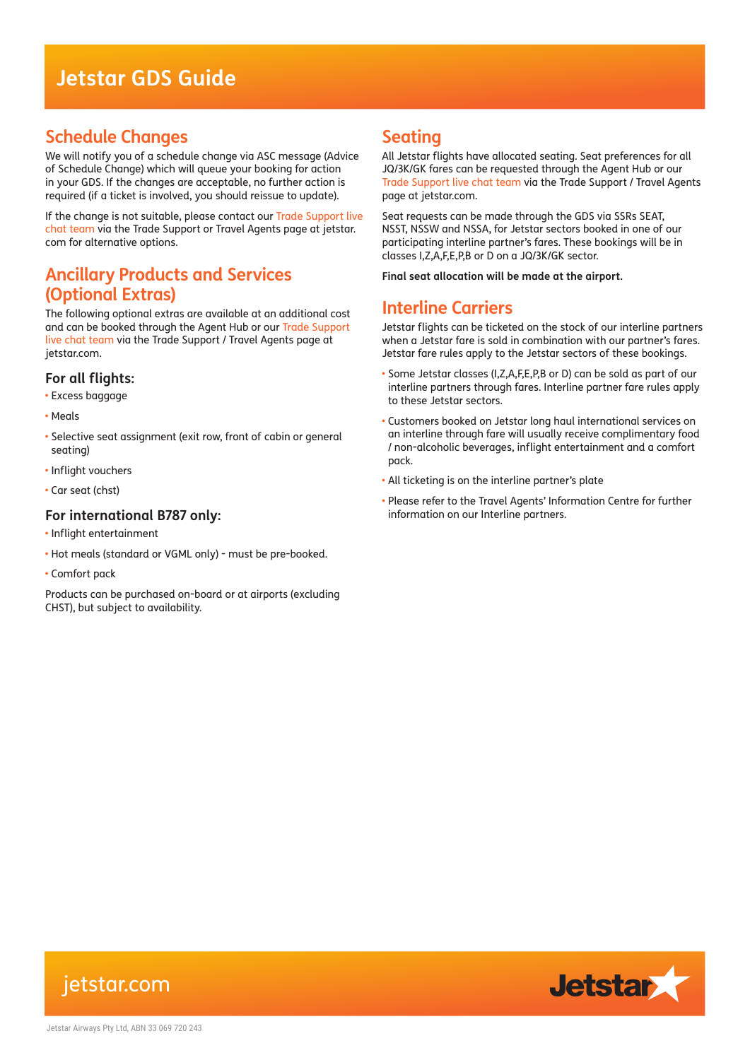# Jetstar GDS Guide

## Schedule Changes

We will notify you of a schedule change via ASC message (Advice of Schedule Change) which will queue your booking for action in your GDS. If the changes are acceptable, no further action is required (if a ticket is involved, you should reissue to update).

If the change is not suitable, please contact our Trade Support live chat team via the Trade Support or Travel Agents page at jetstar.com for alternative options.

## Ancillary Products and Services (Optional Extras)

The following optional extras are available at an additional cost and can be booked through the Agent Hub or our Trade Support live chat team via the Trade Support / Travel Agents page at jetstar.com.

### For all flights:

- Excess baggage
- Meals
- Selective seat assignment (exit row, front of cabin or general seating)
- Inflight vouchers
- Car seat (chst)

### For international B787 only:

- Inflight entertainment
- Hot meals (standard or VGML only) - must be pre-booked.
- Comfort pack

Products can be purchased on-board or at airports (excluding CHST), but subject to availability.

## Seating

All Jetstar flights have allocated seating. Seat preferences for all JQ/3K/GK fares can be requested through the Agent Hub or our Trade Support live chat team via the Trade Support / Travel Agents page at jetstar.com.

Seat requests can be made through the GDS via SSRs SEAT, NSST, NSSW and NSSA, for Jetstar sectors booked in one of our participating interline partner's fares. These bookings will be in classes I,Z,A,F,E,P,B or D on a JQ/3K/GK sector.

**Final seat allocation will be made at the airport.**

## Interline Carriers

Jetstar flights can be ticketed on the stock of our interline partners when a Jetstar fare is sold in combination with our partner's fares. Jetstar fare rules apply to the Jetstar sectors of these bookings.

- Some Jetstar classes (I,Z,A,F,E,P,B or D) can be sold as part of our interline partners through fares. Interline partner fare rules apply to these Jetstar sectors.
- Customers booked on Jetstar long haul international services on an interline through fare will usually receive complimentary food / non-alcoholic beverages, inflight entertainment and a comfort pack.
- All ticketing is on the interline partner's plate
- Please refer to the Travel Agents' Information Centre for further information on our Interline partners.

jetstar.com

Jetstar

Jetstar Airways Pty Ltd, ABN 33 069 720 243